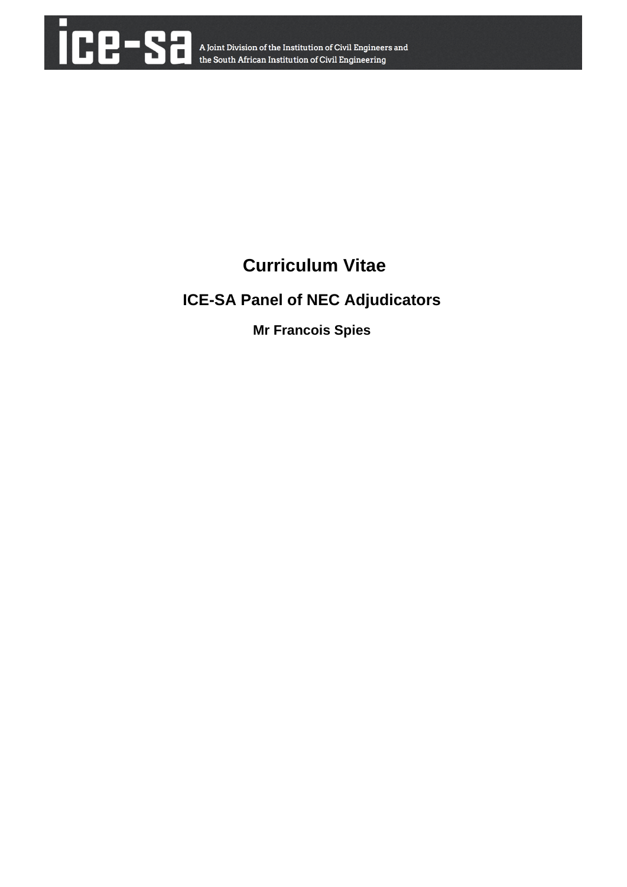ice-sa A Joint Division of the Institution of Civil Engineers and the South African Institution of Civil Engineering

# Curriculum Vitae

## ICE-SA Panel of NEC Adjudicators

### Mr Francois Spies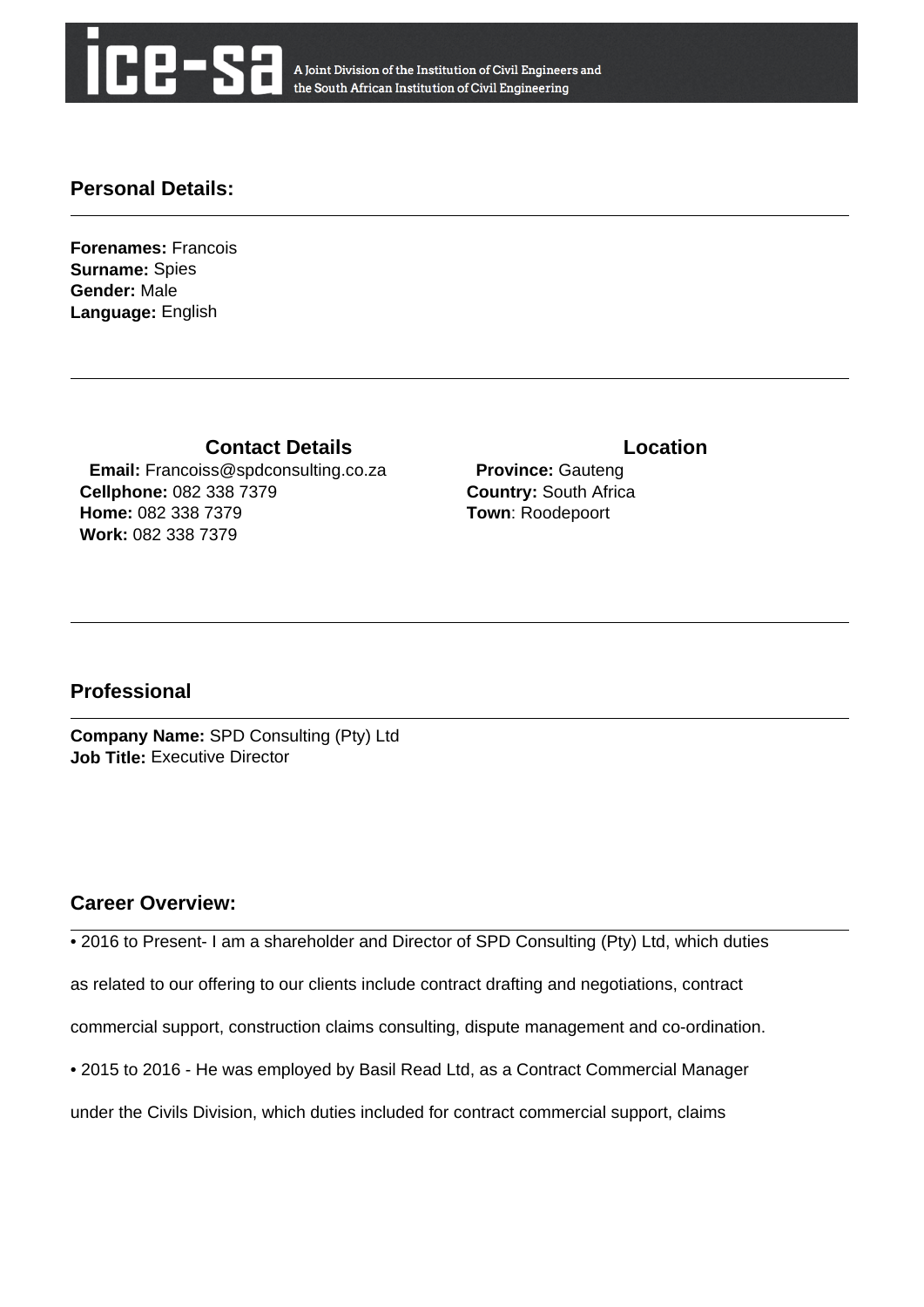ice-sa A Joint Division of the Institution of Civil Engineers and the South African Institution of Civil Engineering

## Personal Details:

**Forenames:** Francois
**Surname:** Spies
**Gender:** Male
**Language:** English

### Contact Details

**Email:** Francoiss@spdconsulting.co.za
**Cellphone:** 082 338 7379
**Home:** 082 338 7379
**Work:** 082 338 7379

### Location

**Province:** Gauteng
**Country:** South Africa
**Town**: Roodepoort

## Professional

**Company Name:** SPD Consulting (Pty) Ltd
**Job Title:** Executive Director

## Career Overview:

• 2016 to Present- I am a shareholder and Director of SPD Consulting (Pty) Ltd, which duties as related to our offering to our clients include contract drafting and negotiations, contract commercial support, construction claims consulting, dispute management and co-ordination.

• 2015 to 2016 - He was employed by Basil Read Ltd, as a Contract Commercial Manager under the Civils Division, which duties included for contract commercial support, claims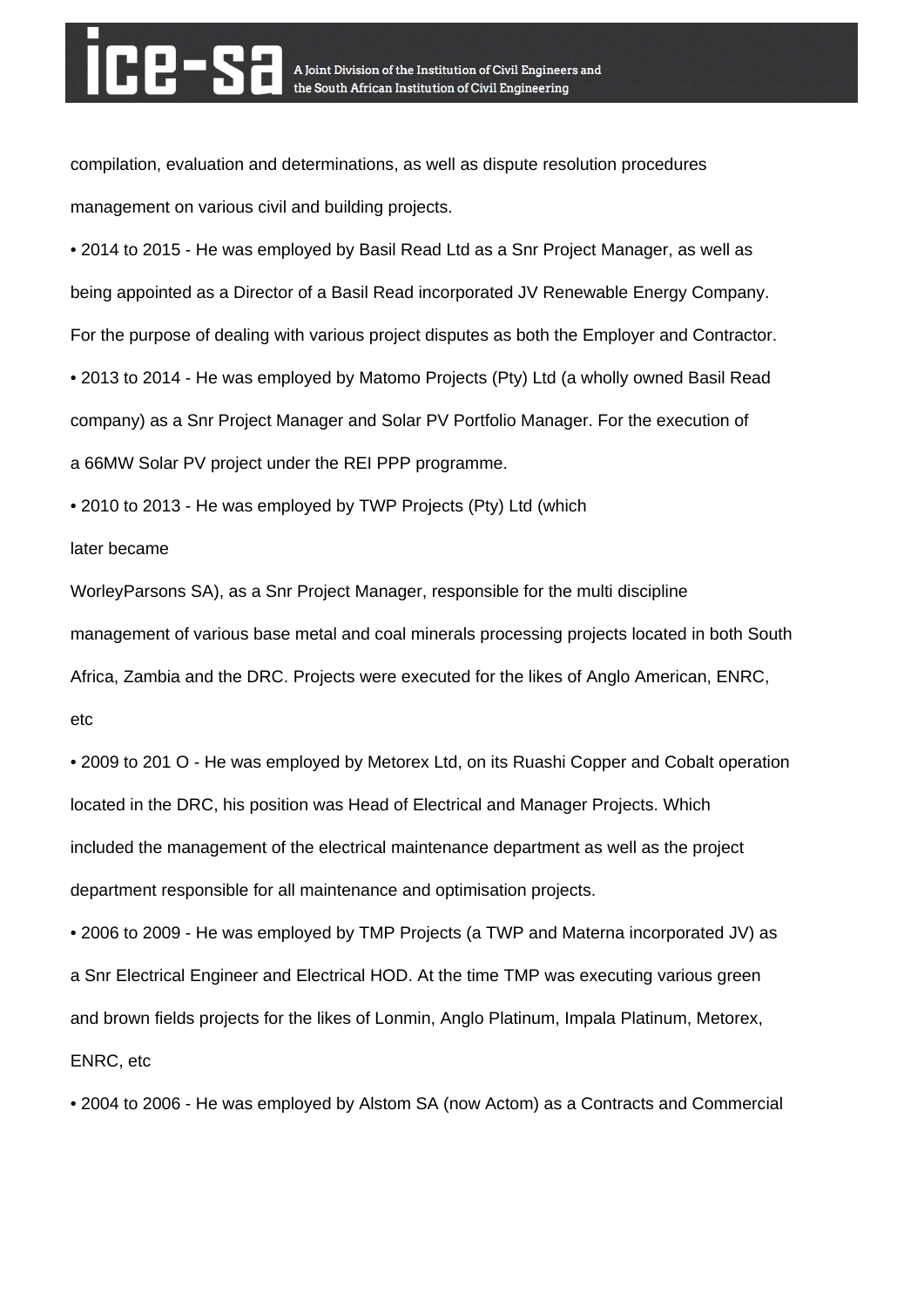compilation, evaluation and determinations, as well as dispute resolution procedures management on various civil and building projects.

- 2014 to 2015 - He was employed by Basil Read Ltd as a Snr Project Manager, as well as being appointed as a Director of a Basil Read incorporated JV Renewable Energy Company. For the purpose of dealing with various project disputes as both the Employer and Contractor.
- 2013 to 2014 - He was employed by Matomo Projects (Pty) Ltd (a wholly owned Basil Read company) as a Snr Project Manager and Solar PV Portfolio Manager. For the execution of a 66MW Solar PV project under the REI PPP programme.
- 2010 to 2013 - He was employed by TWP Projects (Pty) Ltd (which later became WorleyParsons SA), as a Snr Project Manager, responsible for the multi discipline management of various base metal and coal minerals processing projects located in both South Africa, Zambia and the DRC. Projects were executed for the likes of Anglo American, ENRC, etc
- 2009 to 201 O - He was employed by Metorex Ltd, on its Ruashi Copper and Cobalt operation located in the DRC, his position was Head of Electrical and Manager Projects. Which included the management of the electrical maintenance department as well as the project department responsible for all maintenance and optimisation projects.
- 2006 to 2009 - He was employed by TMP Projects (a TWP and Materna incorporated JV) as a Snr Electrical Engineer and Electrical HOD. At the time TMP was executing various green and brown fields projects for the likes of Lonmin, Anglo Platinum, Impala Platinum, Metorex, ENRC, etc
- 2004 to 2006 - He was employed by Alstom SA (now Actom) as a Contracts and Commercial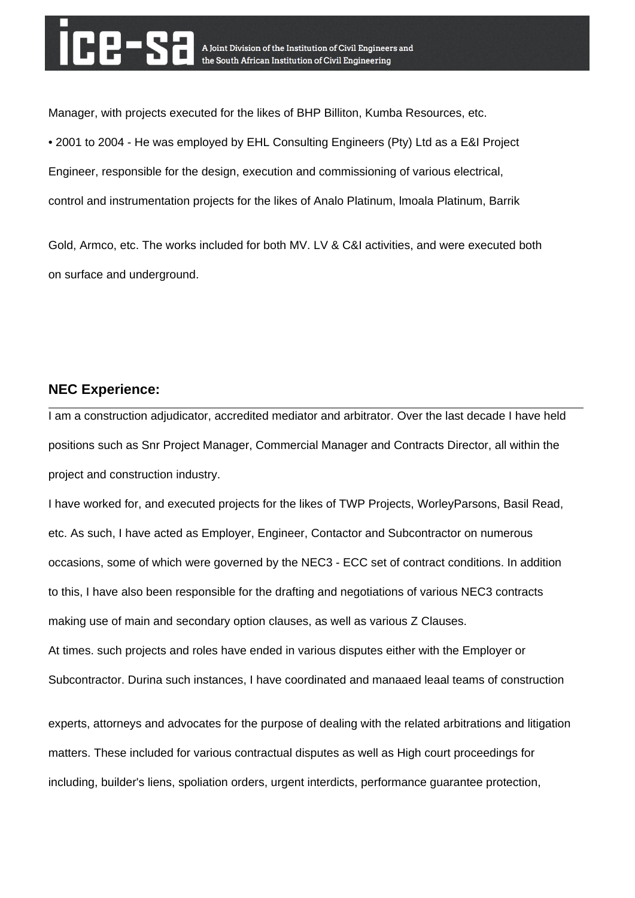Manager, with projects executed for the likes of BHP Billiton, Kumba Resources, etc.

• 2001 to 2004 - He was employed by EHL Consulting Engineers (Pty) Ltd as a E&I Project Engineer, responsible for the design, execution and commissioning of various electrical, control and instrumentation projects for the likes of Analo Platinum, lmoala Platinum, Barrik Gold, Armco, etc. The works included for both MV. LV & C&I activities, and were executed both on surface and underground.

## NEC Experience:

I am a construction adjudicator, accredited mediator and arbitrator. Over the last decade I have held positions such as Snr Project Manager, Commercial Manager and Contracts Director, all within the project and construction industry.

I have worked for, and executed projects for the likes of TWP Projects, WorleyParsons, Basil Read, etc. As such, I have acted as Employer, Engineer, Contactor and Subcontractor on numerous occasions, some of which were governed by the NEC3 - ECC set of contract conditions. In addition to this, I have also been responsible for the drafting and negotiations of various NEC3 contracts making use of main and secondary option clauses, as well as various Z Clauses.

At times. such projects and roles have ended in various disputes either with the Employer or Subcontractor. Durina such instances, I have coordinated and manaaed leaal teams of construction experts, attorneys and advocates for the purpose of dealing with the related arbitrations and litigation matters. These included for various contractual disputes as well as High court proceedings for including, builder's liens, spoliation orders, urgent interdicts, performance guarantee protection,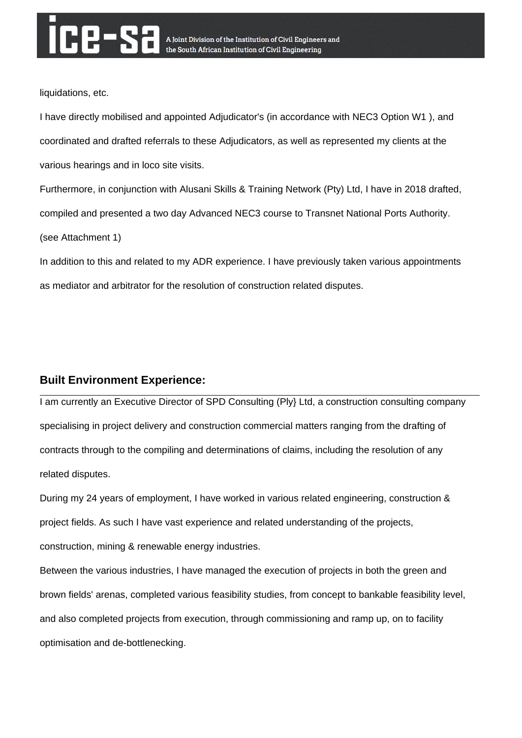liquidations, etc.

I have directly mobilised and appointed Adjudicator's (in accordance with NEC3 Option W1 ), and coordinated and drafted referrals to these Adjudicators, as well as represented my clients at the various hearings and in loco site visits.

Furthermore, in conjunction with Alusani Skills & Training Network (Pty) Ltd, I have in 2018 drafted, compiled and presented a two day Advanced NEC3 course to Transnet National Ports Authority. (see Attachment 1)

In addition to this and related to my ADR experience. I have previously taken various appointments as mediator and arbitrator for the resolution of construction related disputes.

## Built Environment Experience:

I am currently an Executive Director of SPD Consulting (Ply} Ltd, a construction consulting company specialising in project delivery and construction commercial matters ranging from the drafting of contracts through to the compiling and determinations of claims, including the resolution of any related disputes.

During my 24 years of employment, I have worked in various related engineering, construction & project fields. As such I have vast experience and related understanding of the projects, construction, mining & renewable energy industries.

Between the various industries, I have managed the execution of projects in both the green and brown fields' arenas, completed various feasibility studies, from concept to bankable feasibility level, and also completed projects from execution, through commissioning and ramp up, on to facility optimisation and de-bottlenecking.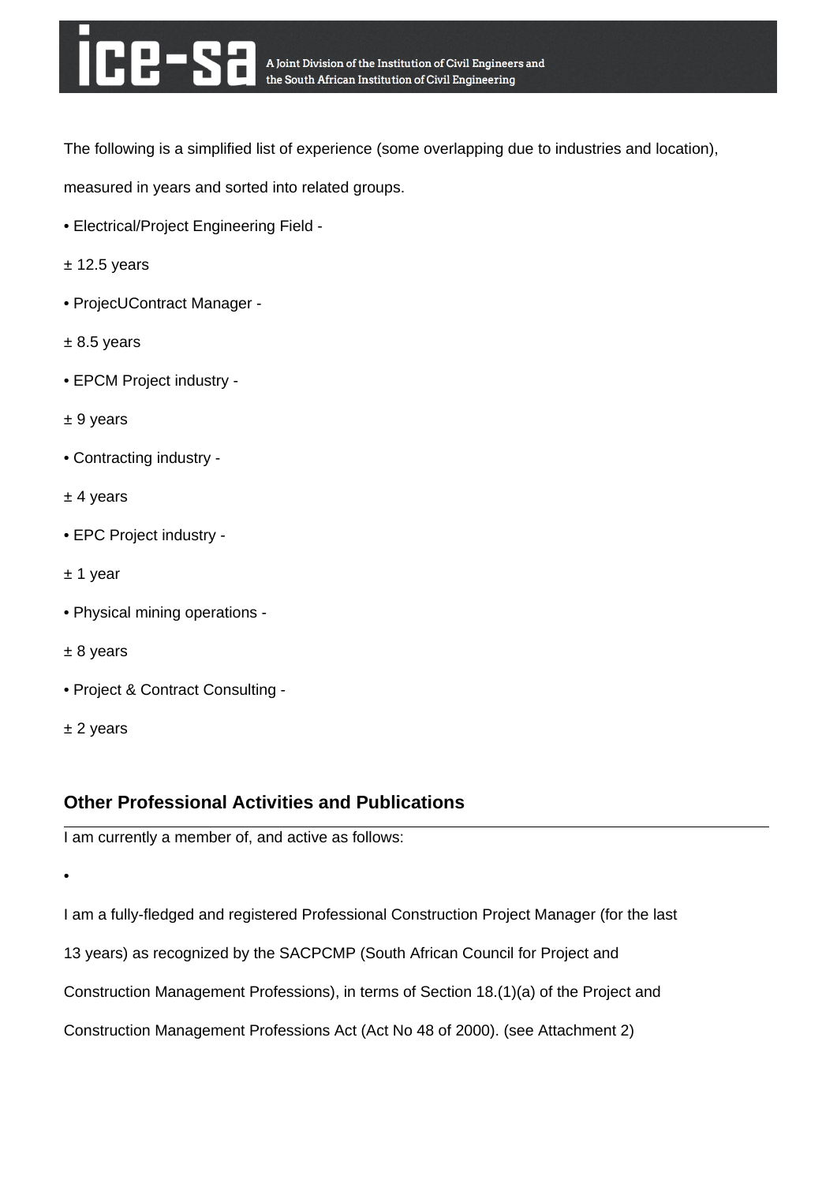The following is a simplified list of experience (some overlapping due to industries and location), measured in years and sorted into related groups.

- Electrical/Project Engineering Field -

± 12.5 years

- ProjecUContract Manager -

± 8.5 years

- EPCM Project industry -

± 9 years

- Contracting industry -

± 4 years

- EPC Project industry -

± 1 year

- Physical mining operations -

± 8 years

- Project & Contract Consulting -

± 2 years

## Other Professional Activities and Publications

I am currently a member of, and active as follows:

- 

I am a fully-fledged and registered Professional Construction Project Manager (for the last 13 years) as recognized by the SACPCMP (South African Council for Project and Construction Management Professions), in terms of Section 18.(1)(a) of the Project and Construction Management Professions Act (Act No 48 of 2000). (see Attachment 2)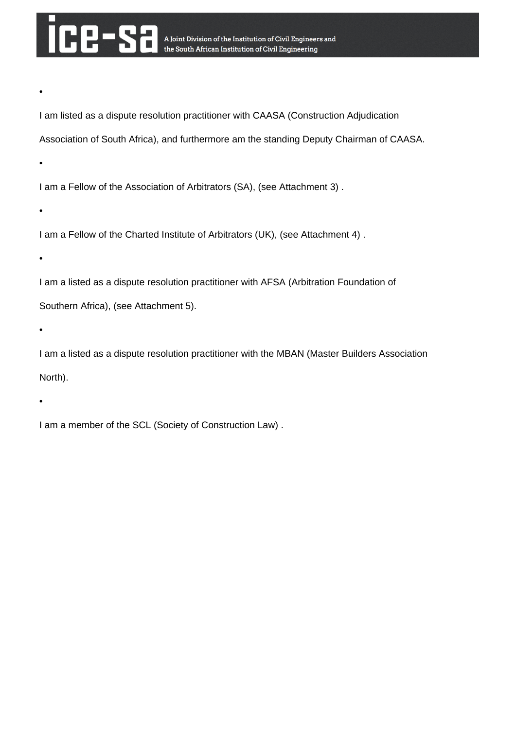- I am listed as a dispute resolution practitioner with CAASA (Construction Adjudication Association of South Africa), and furthermore am the standing Deputy Chairman of CAASA.
- I am a Fellow of the Association of Arbitrators (SA), (see Attachment 3) .
- I am a Fellow of the Charted Institute of Arbitrators (UK), (see Attachment 4) .
- I am a listed as a dispute resolution practitioner with AFSA (Arbitration Foundation of Southern Africa), (see Attachment 5).
- I am a listed as a dispute resolution practitioner with the MBAN (Master Builders Association North).
- I am a member of the SCL (Society of Construction Law) .